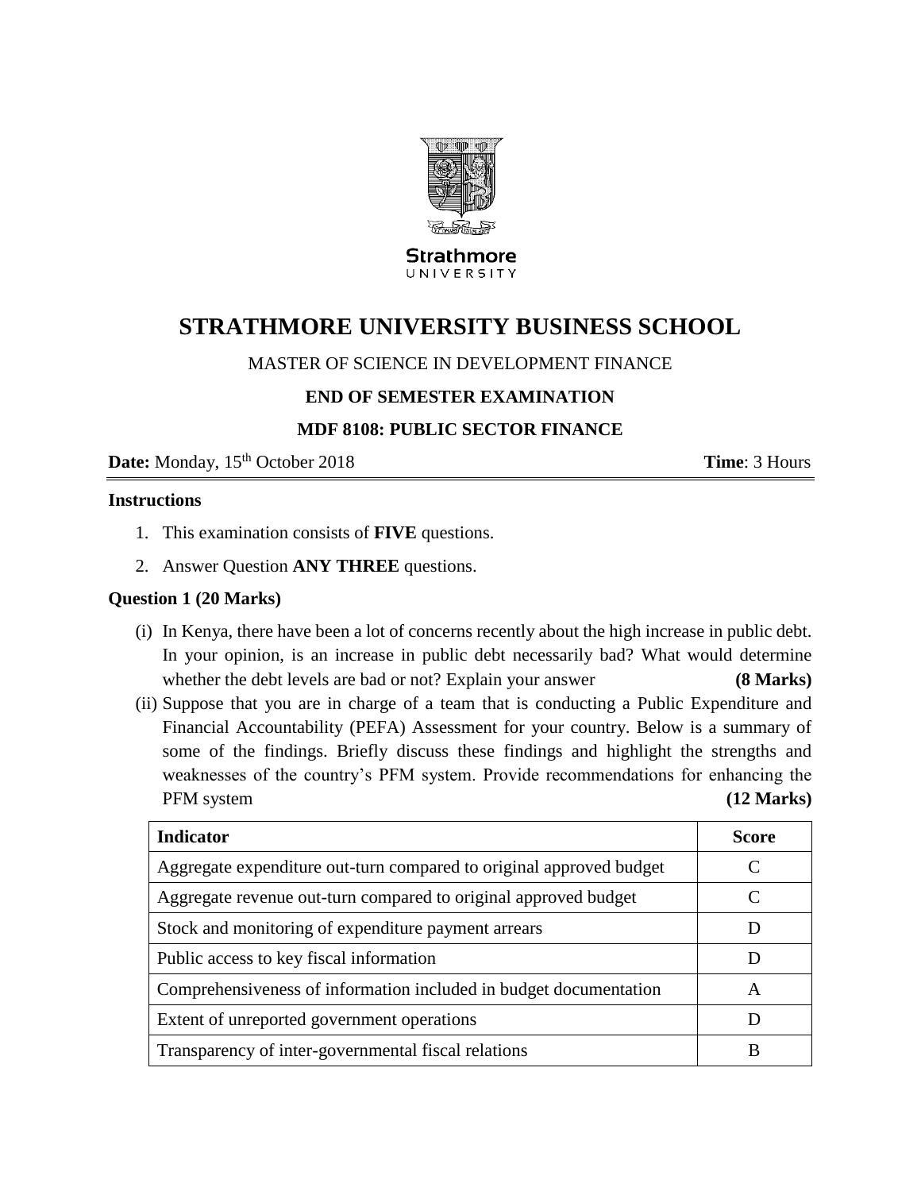Strathmore
UNIVERSITY

# STRATHMORE UNIVERSITY BUSINESS SCHOOL

MASTER OF SCIENCE IN DEVELOPMENT FINANCE

**END OF SEMESTER EXAMINATION**

**MDF 8108: PUBLIC SECTOR FINANCE**

**Date:** Monday, 15th October 2018 **Time**: 3 Hours

**Instructions**

1. This examination consists of **FIVE** questions.
2. Answer Question **ANY THREE** questions.

**Question 1 (20 Marks)**

(i) In Kenya, there have been a lot of concerns recently about the high increase in public debt. In your opinion, is an increase in public debt necessarily bad? What would determine whether the debt levels are bad or not? Explain your answer **(8 Marks)**

(ii) Suppose that you are in charge of a team that is conducting a Public Expenditure and Financial Accountability (PEFA) Assessment for your country. Below is a summary of some of the findings. Briefly discuss these findings and highlight the strengths and weaknesses of the country's PFM system. Provide recommendations for enhancing the PFM system **(12 Marks)**

| Indicator | Score |
|---|---|
| Aggregate expenditure out-turn compared to original approved budget | C |
| Aggregate revenue out-turn compared to original approved budget | C |
| Stock and monitoring of expenditure payment arrears | D |
| Public access to key fiscal information | D |
| Comprehensiveness of information included in budget documentation | A |
| Extent of unreported government operations | D |
| Transparency of inter-governmental fiscal relations | B |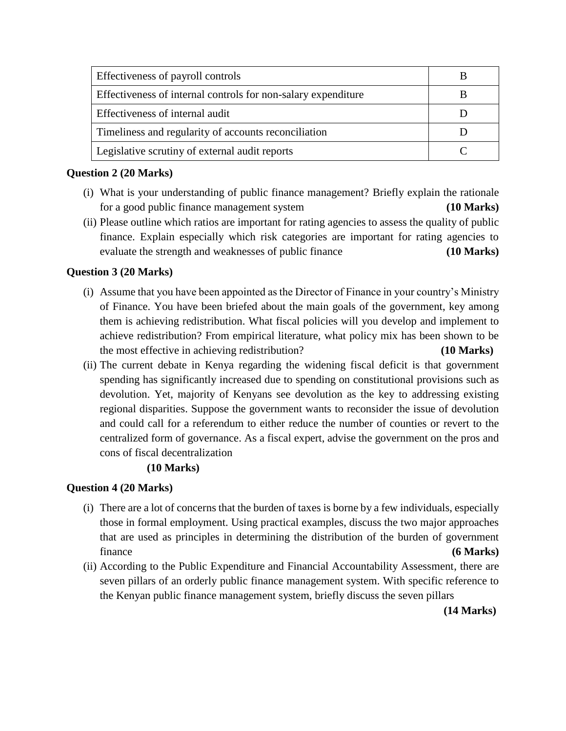| | |
|---|---|
| Effectiveness of payroll controls | B |
| Effectiveness of internal controls for non-salary expenditure | B |
| Effectiveness of internal audit | D |
| Timeliness and regularity of accounts reconciliation | D |
| Legislative scrutiny of external audit reports | C |

**Question 2 (20 Marks)**

(i) What is your understanding of public finance management? Briefly explain the rationale for a good public finance management system **(10 Marks)**

(ii) Please outline which ratios are important for rating agencies to assess the quality of public finance. Explain especially which risk categories are important for rating agencies to evaluate the strength and weaknesses of public finance **(10 Marks)**

**Question 3 (20 Marks)**

(i) Assume that you have been appointed as the Director of Finance in your country's Ministry of Finance. You have been briefed about the main goals of the government, key among them is achieving redistribution. What fiscal policies will you develop and implement to achieve redistribution? From empirical literature, what policy mix has been shown to be the most effective in achieving redistribution? **(10 Marks)**

(ii) The current debate in Kenya regarding the widening fiscal deficit is that government spending has significantly increased due to spending on constitutional provisions such as devolution. Yet, majority of Kenyans see devolution as the key to addressing existing regional disparities. Suppose the government wants to reconsider the issue of devolution and could call for a referendum to either reduce the number of counties or revert to the centralized form of governance. As a fiscal expert, advise the government on the pros and cons of fiscal decentralization **(10 Marks)**

**Question 4 (20 Marks)**

(i) There are a lot of concerns that the burden of taxes is borne by a few individuals, especially those in formal employment. Using practical examples, discuss the two major approaches that are used as principles in determining the distribution of the burden of government finance **(6 Marks)**

(ii) According to the Public Expenditure and Financial Accountability Assessment, there are seven pillars of an orderly public finance management system. With specific reference to the Kenyan public finance management system, briefly discuss the seven pillars **(14 Marks)**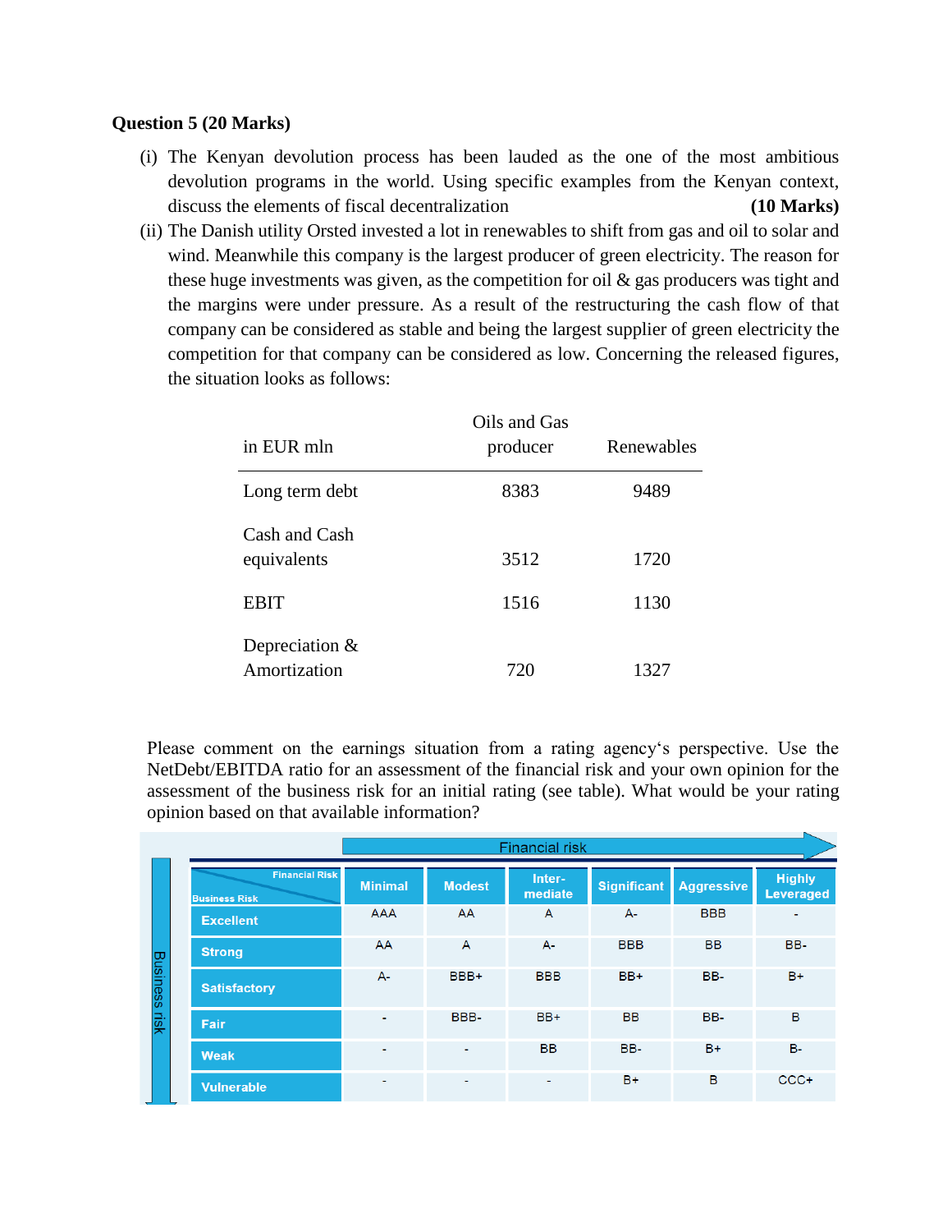**Question 5 (20 Marks)**

(i) The Kenyan devolution process has been lauded as the one of the most ambitious devolution programs in the world. Using specific examples from the Kenyan context, discuss the elements of fiscal decentralization **(10 Marks)**

(ii) The Danish utility Orsted invested a lot in renewables to shift from gas and oil to solar and wind. Meanwhile this company is the largest producer of green electricity. The reason for these huge investments was given, as the competition for oil & gas producers was tight and the margins were under pressure. As a result of the restructuring the cash flow of that company can be considered as stable and being the largest supplier of green electricity the competition for that company can be considered as low. Concerning the released figures, the situation looks as follows:

| in EUR mln | Oils and Gas producer | Renewables |
|---|---|---|
| Long term debt | 8383 | 9489 |
| Cash and Cash equivalents | 3512 | 1720 |
| EBIT | 1516 | 1130 |
| Depreciation & Amortization | 720 | 1327 |

Please comment on the earnings situation from a rating agency's perspective. Use the NetDebt/EBITDA ratio for an assessment of the financial risk and your own opinion for the assessment of the business risk for an initial rating (see table). What would be your rating opinion based on that available information?

Financial risk

Business risk

| Business Risk \ Financial Risk | Minimal | Modest | Inter-mediate | Significant | Aggressive | Highly Leveraged |
|---|---|---|---|---|---|---|
| Excellent | AAA | AA | A | A- | BBB | - |
| Strong | AA | A | A- | BBB | BB | BB- |
| Satisfactory | A- | BBB+ | BBB | BB+ | BB- | B+ |
| Fair | - | BBB- | BB+ | BB | BB- | B |
| Weak | - | - | BB | BB- | B+ | B- |
| Vulnerable | - | - | - | B+ | B | CCC+ |